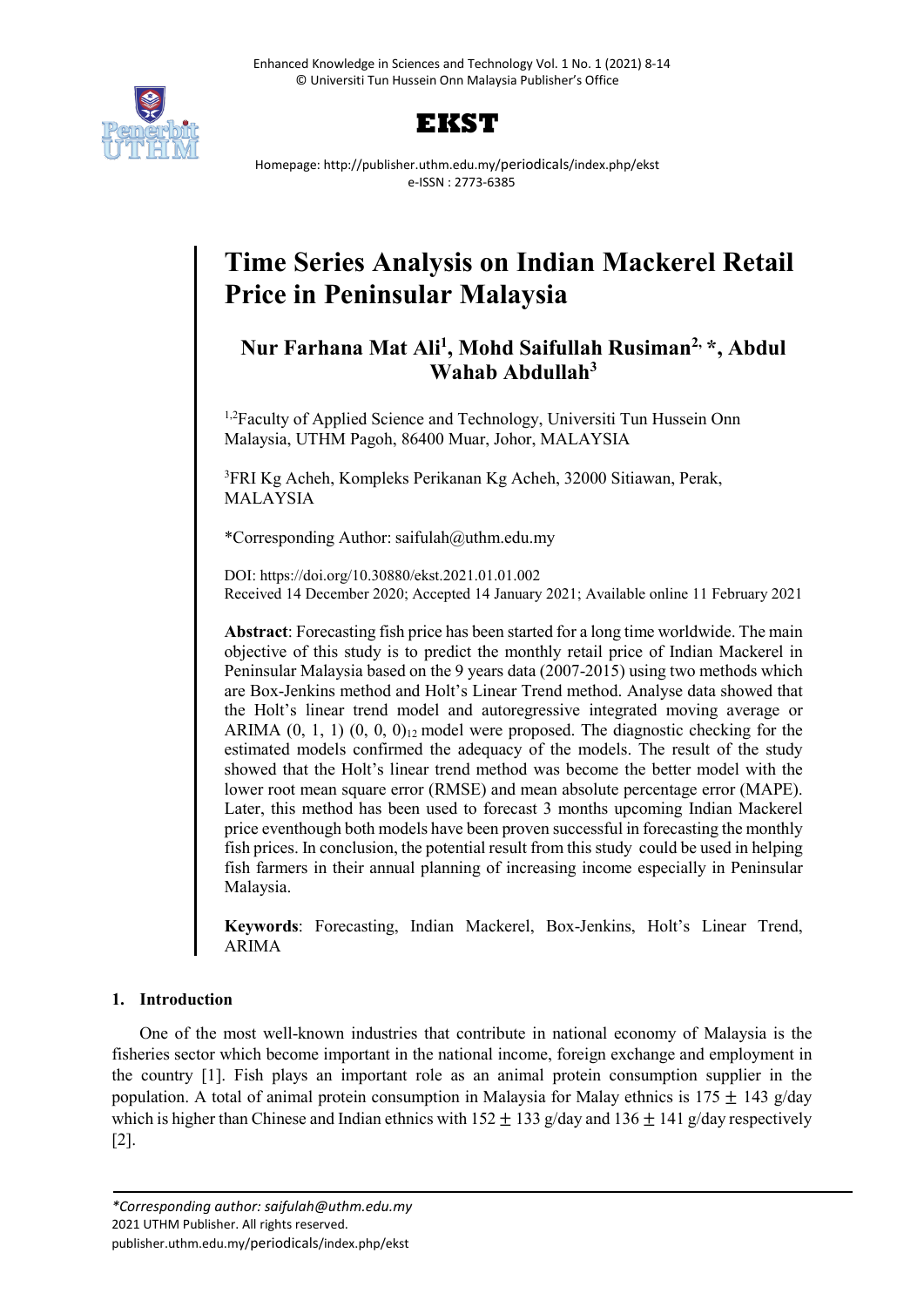# Time Series Analysis on Indian Mackerel Retail Price in Peninsular Malaysia

**Nur Farhana Mat Ali[1], Mohd Saifullah Rusiman[2,*], Abdul Wahab Abdullah[3]**

[1,2]Faculty of Applied Science and Technology, Universiti Tun Hussein Onn Malaysia, UTHM Pagoh, 86400 Muar, Johor, MALAYSIA

[3]FRI Kg Acheh, Kompleks Perikanan Kg Acheh, 32000 Sitiawan, Perak, MALAYSIA

*Corresponding Author: saifulah@uthm.edu.my

DOI: https://doi.org/10.30880/ekst.2021.01.01.002
Received 14 December 2020; Accepted 14 January 2021; Available online 11 February 2021

**Abstract**: Forecasting fish price has been started for a long time worldwide. The main objective of this study is to predict the monthly retail price of Indian Mackerel in Peninsular Malaysia based on the 9 years data (2007-2015) using two methods which are Box-Jenkins method and Holt's Linear Trend method. Analyse data showed that the Holt's linear trend model and autoregressive integrated moving average or ARIMA (0, 1, 1) $(0, 0, 0)_{12}$ model were proposed. The diagnostic checking for the estimated models confirmed the adequacy of the models. The result of the study showed that the Holt's linear trend method was become the better model with the lower root mean square error (RMSE) and mean absolute percentage error (MAPE). Later, this method has been used to forecast 3 months upcoming Indian Mackerel price eventhough both models have been proven successful in forecasting the monthly fish prices. In conclusion, the potential result from this study could be used in helping fish farmers in their annual planning of increasing income especially in Peninsular Malaysia.

**Keywords**: Forecasting, Indian Mackerel, Box-Jenkins, Holt's Linear Trend, ARIMA

## 1. Introduction

One of the most well-known industries that contribute in national economy of Malaysia is the fisheries sector which become important in the national income, foreign exchange and employment in the country [1]. Fish plays an important role as an animal protein consumption supplier in the population. A total of animal protein consumption in Malaysia for Malay ethnics is $175 \pm 143$ g/day which is higher than Chinese and Indian ethnics with $152 \pm 133$ g/day and $136 \pm 141$ g/day respectively [2].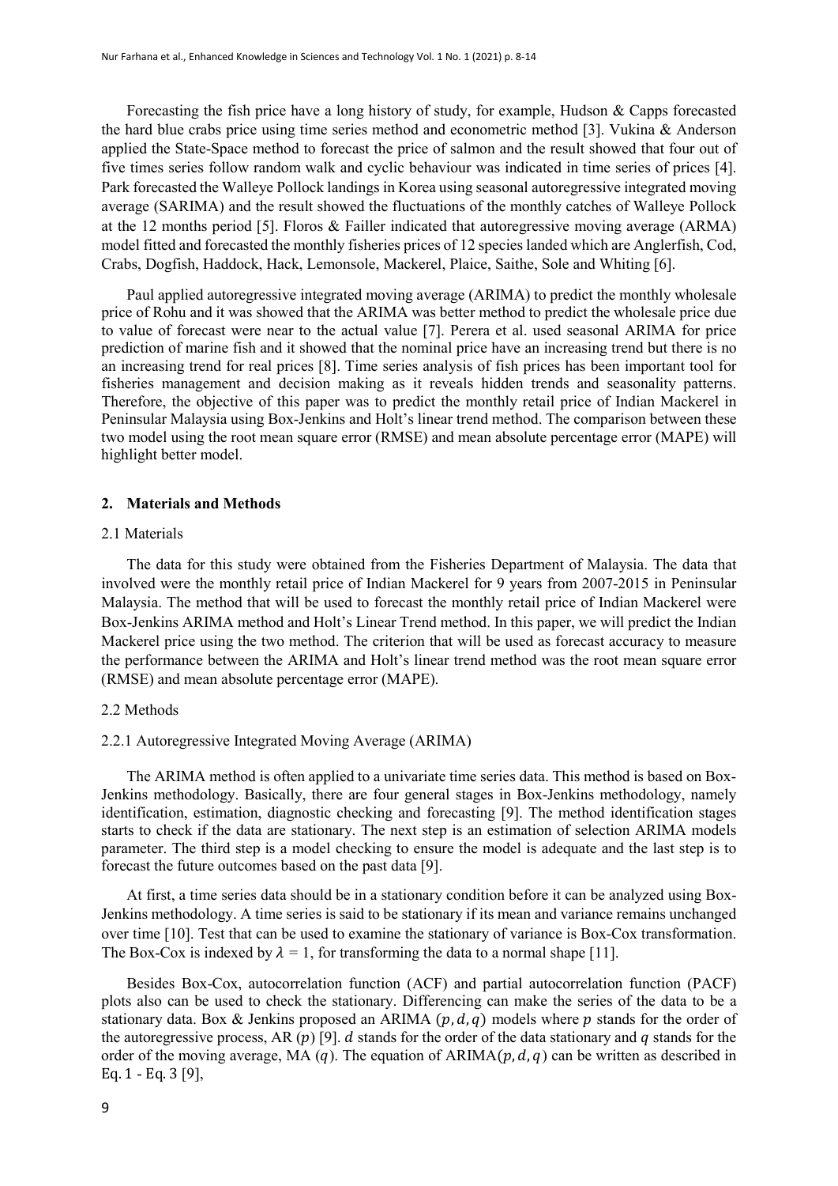Forecasting the fish price have a long history of study, for example, Hudson & Capps forecasted the hard blue crabs price using time series method and econometric method [3]. Vukina & Anderson applied the State-Space method to forecast the price of salmon and the result showed that four out of five times series follow random walk and cyclic behaviour was indicated in time series of prices [4]. Park forecasted the Walleye Pollock landings in Korea using seasonal autoregressive integrated moving average (SARIMA) and the result showed the fluctuations of the monthly catches of Walleye Pollock at the 12 months period [5]. Floros & Failler indicated that autoregressive moving average (ARMA) model fitted and forecasted the monthly fisheries prices of 12 species landed which are Anglerfish, Cod, Crabs, Dogfish, Haddock, Hack, Lemonsole, Mackerel, Plaice, Saithe, Sole and Whiting [6].

Paul applied autoregressive integrated moving average (ARIMA) to predict the monthly wholesale price of Rohu and it was showed that the ARIMA was better method to predict the wholesale price due to value of forecast were near to the actual value [7]. Perera et al. used seasonal ARIMA for price prediction of marine fish and it showed that the nominal price have an increasing trend but there is no an increasing trend for real prices [8]. Time series analysis of fish prices has been important tool for fisheries management and decision making as it reveals hidden trends and seasonality patterns. Therefore, the objective of this paper was to predict the monthly retail price of Indian Mackerel in Peninsular Malaysia using Box-Jenkins and Holt's linear trend method. The comparison between these two model using the root mean square error (RMSE) and mean absolute percentage error (MAPE) will highlight better model.

## 2. Materials and Methods

### 2.1 Materials

The data for this study were obtained from the Fisheries Department of Malaysia. The data that involved were the monthly retail price of Indian Mackerel for 9 years from 2007-2015 in Peninsular Malaysia. The method that will be used to forecast the monthly retail price of Indian Mackerel were Box-Jenkins ARIMA method and Holt's Linear Trend method. In this paper, we will predict the Indian Mackerel price using the two method. The criterion that will be used as forecast accuracy to measure the performance between the ARIMA and Holt's linear trend method was the root mean square error (RMSE) and mean absolute percentage error (MAPE).

### 2.2 Methods

#### 2.2.1 Autoregressive Integrated Moving Average (ARIMA)

The ARIMA method is often applied to a univariate time series data. This method is based on Box-Jenkins methodology. Basically, there are four general stages in Box-Jenkins methodology, namely identification, estimation, diagnostic checking and forecasting [9]. The method identification stages starts to check if the data are stationary. The next step is an estimation of selection ARIMA models parameter. The third step is a model checking to ensure the model is adequate and the last step is to forecast the future outcomes based on the past data [9].

At first, a time series data should be in a stationary condition before it can be analyzed using Box-Jenkins methodology. A time series is said to be stationary if its mean and variance remains unchanged over time [10]. Test that can be used to examine the stationary of variance is Box-Cox transformation. The Box-Cox is indexed by $\lambda = 1$, for transforming the data to a normal shape [11].

Besides Box-Cox, autocorrelation function (ACF) and partial autocorrelation function (PACF) plots also can be used to check the stationary. Differencing can make the series of the data to be a stationary data. Box & Jenkins proposed an ARIMA $(p, d, q)$ models where $p$ stands for the order of the autoregressive process, AR $(p)$ [9]. $d$ stands for the order of the data stationary and $q$ stands for the order of the moving average, MA $(q)$. The equation of ARIMA$(p, d, q)$ can be written as described in Eq. 1 - Eq. 3 [9],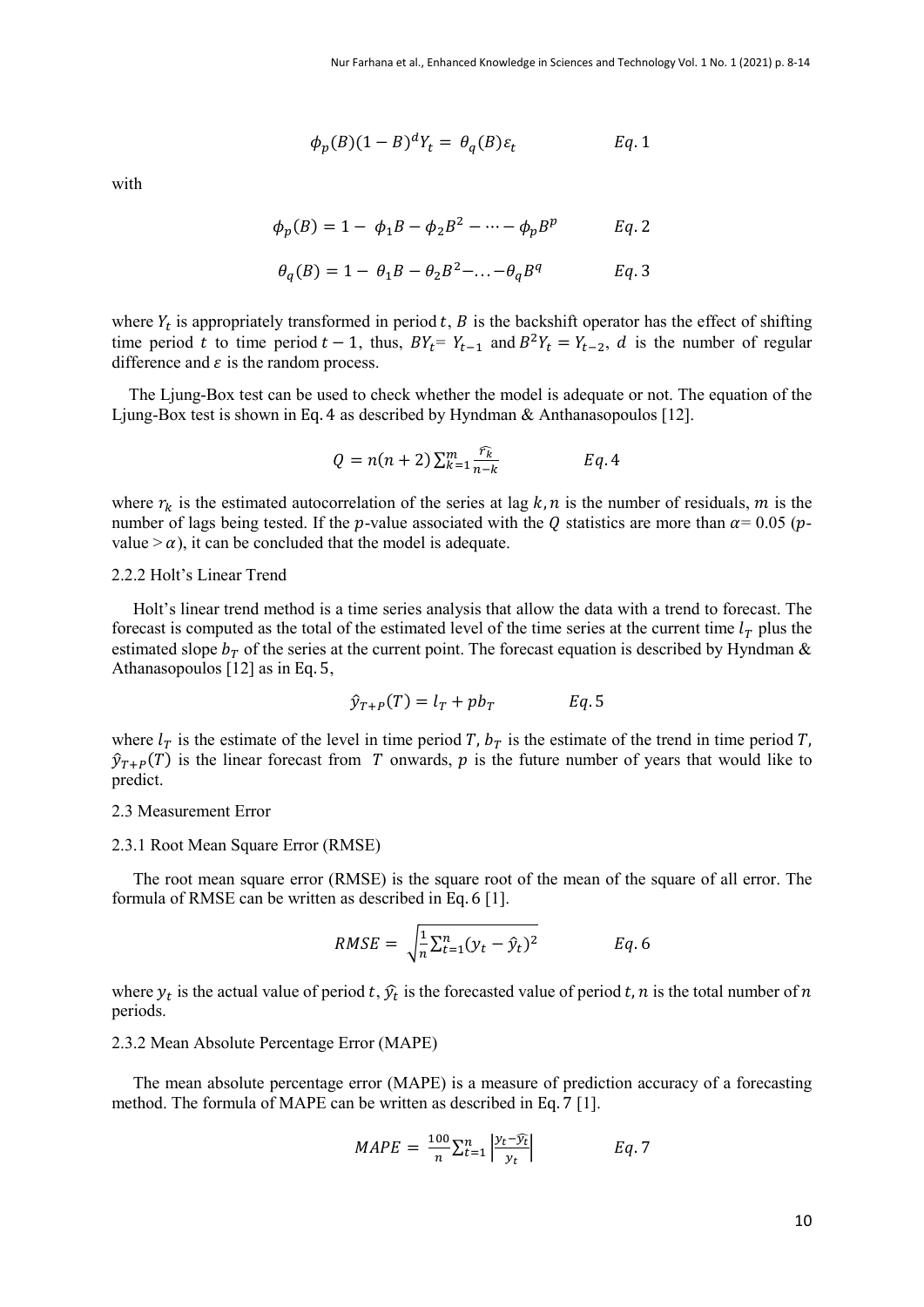$$\phi_p(B)(1-B)^d Y_t = \theta_q(B)\varepsilon_t \qquad Eq.1$$

with

$$\phi_p(B) = 1 - \phi_1 B - \phi_2 B^2 - \cdots - \phi_p B^p \qquad Eq.2$$

$$\theta_q(B) = 1 - \theta_1 B - \theta_2 B^2 - \ldots - \theta_q B^q \qquad Eq.3$$

where $Y_t$ is appropriately transformed in period $t$, $B$ is the backshift operator has the effect of shifting time period $t$ to time period $t-1$, thus, $BY_t = Y_{t-1}$ and $B^2 Y_t = Y_{t-2}$, $d$ is the number of regular difference and $\varepsilon$ is the random process.

The Ljung-Box test can be used to check whether the model is adequate or not. The equation of the Ljung-Box test is shown in Eq. 4 as described by Hyndman & Anthanasopoulos [12].

$$Q = n(n+2)\sum_{k=1}^{m} \frac{\widehat{r_k}}{n-k} \qquad Eq.4$$

where $r_k$ is the estimated autocorrelation of the series at lag $k$, $n$ is the number of residuals, $m$ is the number of lags being tested. If the $p$-value associated with the $Q$ statistics are more than $\alpha = 0.05$ ($p$-value $> \alpha$), it can be concluded that the model is adequate.

2.2.2 Holt's Linear Trend

Holt's linear trend method is a time series analysis that allow the data with a trend to forecast. The forecast is computed as the total of the estimated level of the time series at the current time $l_T$ plus the estimated slope $b_T$ of the series at the current point. The forecast equation is described by Hyndman & Athanasopoulos [12] as in Eq. 5,

$$\hat{y}_{T+P}(T) = l_T + pb_T \qquad Eq.5$$

where $l_T$ is the estimate of the level in time period $T$, $b_T$ is the estimate of the trend in time period $T$, $\hat{y}_{T+P}(T)$ is the linear forecast from $T$ onwards, $p$ is the future number of years that would like to predict.

2.3 Measurement Error

2.3.1 Root Mean Square Error (RMSE)

The root mean square error (RMSE) is the square root of the mean of the square of all error. The formula of RMSE can be written as described in Eq. 6 [1].

$$RMSE = \sqrt{\frac{1}{n}\sum_{t=1}^{n}(y_t - \hat{y}_t)^2} \qquad Eq.6$$

where $y_t$ is the actual value of period $t$, $\hat{y}_t$ is the forecasted value of period $t$, $n$ is the total number of $n$ periods.

2.3.2 Mean Absolute Percentage Error (MAPE)

The mean absolute percentage error (MAPE) is a measure of prediction accuracy of a forecasting method. The formula of MAPE can be written as described in Eq. 7 [1].

$$MAPE = \frac{100}{n}\sum_{t=1}^{n}\left|\frac{y_t - \widehat{y_t}}{y_t}\right| \qquad Eq.7$$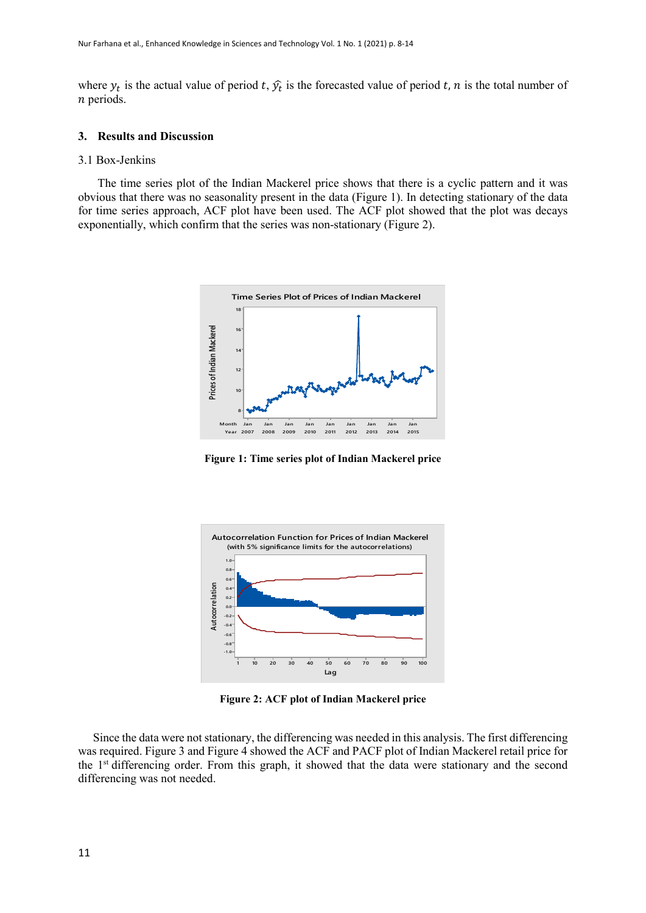where $y_t$ is the actual value of period $t$, $\hat{y}_t$ is the forecasted value of period $t$, $n$ is the total number of $n$ periods.

## 3. Results and Discussion

### 3.1 Box-Jenkins

The time series plot of the Indian Mackerel price shows that there is a cyclic pattern and it was obvious that there was no seasonality present in the data (Figure 1). In detecting stationary of the data for time series approach, ACF plot have been used. The ACF plot showed that the plot was decays exponentially, which confirm that the series was non-stationary (Figure 2).

**Figure 1: Time series plot of Indian Mackerel price**

**Figure 2: ACF plot of Indian Mackerel price**

Since the data were not stationary, the differencing was needed in this analysis. The first differencing was required. Figure 3 and Figure 4 showed the ACF and PACF plot of Indian Mackerel retail price for the 1st differencing order. From this graph, it showed that the data were stationary and the second differencing was not needed.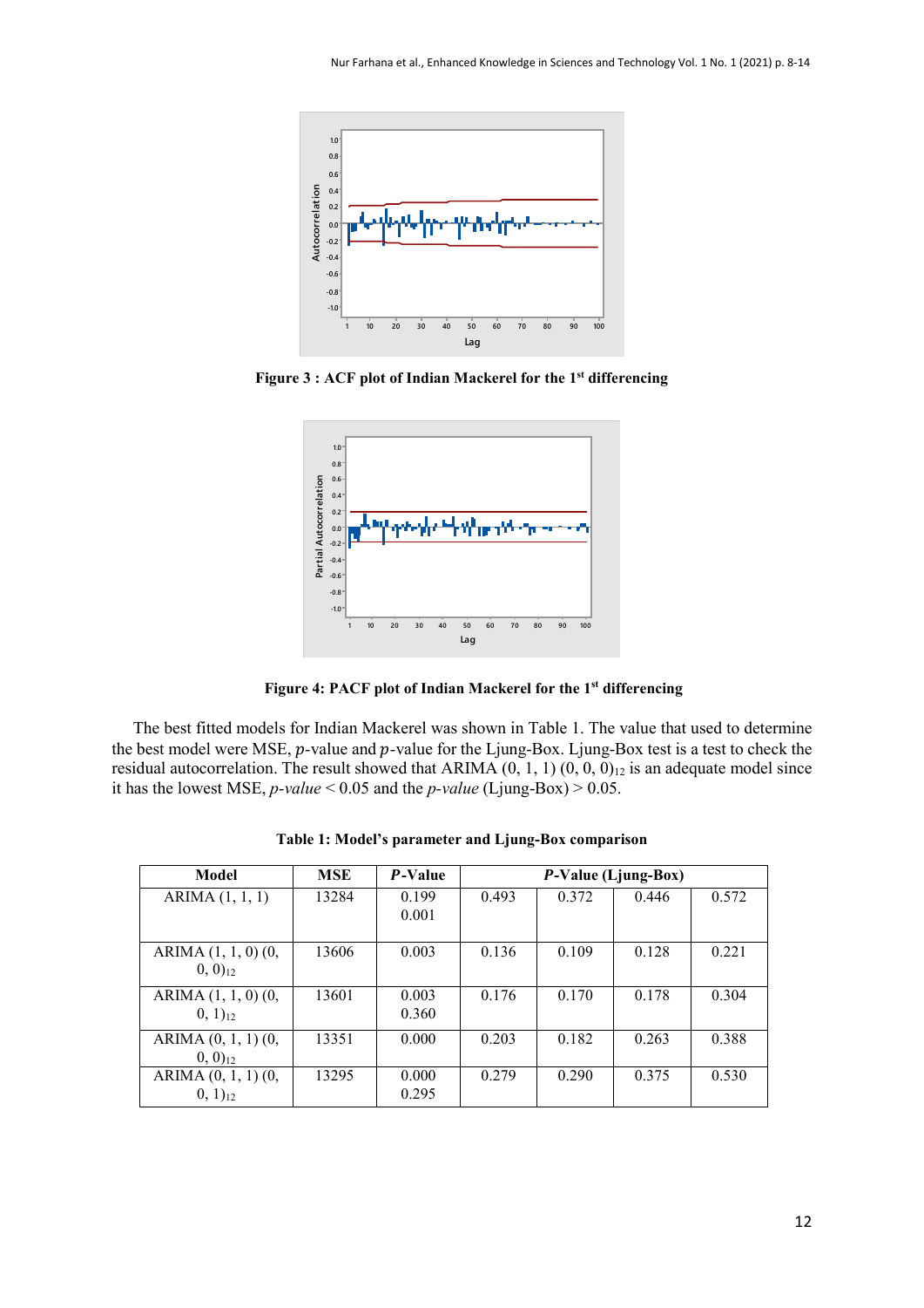**Figure 3 : ACF plot of Indian Mackerel for the 1st differencing**

**Figure 4: PACF plot of Indian Mackerel for the 1st differencing**

The best fitted models for Indian Mackerel was shown in Table 1. The value that used to determine the best model were MSE, $p$-value and $p$-value for the Ljung-Box. Ljung-Box test is a test to check the residual autocorrelation. The result showed that ARIMA (0, 1, 1) $(0, 0, 0)_{12}$ is an adequate model since it has the lowest MSE, *p-value* < 0.05 and the *p-value* (Ljung-Box) > 0.05.

**Table 1: Model's parameter and Ljung-Box comparison**

| Model | MSE | *P*-Value | *P*-Value (Ljung-Box) | | | |
|---|---|---|---|---|---|---|
| ARIMA (1, 1, 1) | 13284 | 0.199<br>0.001 | 0.493 | 0.372 | 0.446 | 0.572 |
| ARIMA (1, 1, 0) $(0, 0, 0)_{12}$ | 13606 | 0.003 | 0.136 | 0.109 | 0.128 | 0.221 |
| ARIMA (1, 1, 0) $(0, 0, 1)_{12}$ | 13601 | 0.003<br>0.360 | 0.176 | 0.170 | 0.178 | 0.304 |
| ARIMA (0, 1, 1) $(0, 0, 0)_{12}$ | 13351 | 0.000 | 0.203 | 0.182 | 0.263 | 0.388 |
| ARIMA (0, 1, 1) $(0, 0, 1)_{12}$ | 13295 | 0.000<br>0.295 | 0.279 | 0.290 | 0.375 | 0.530 |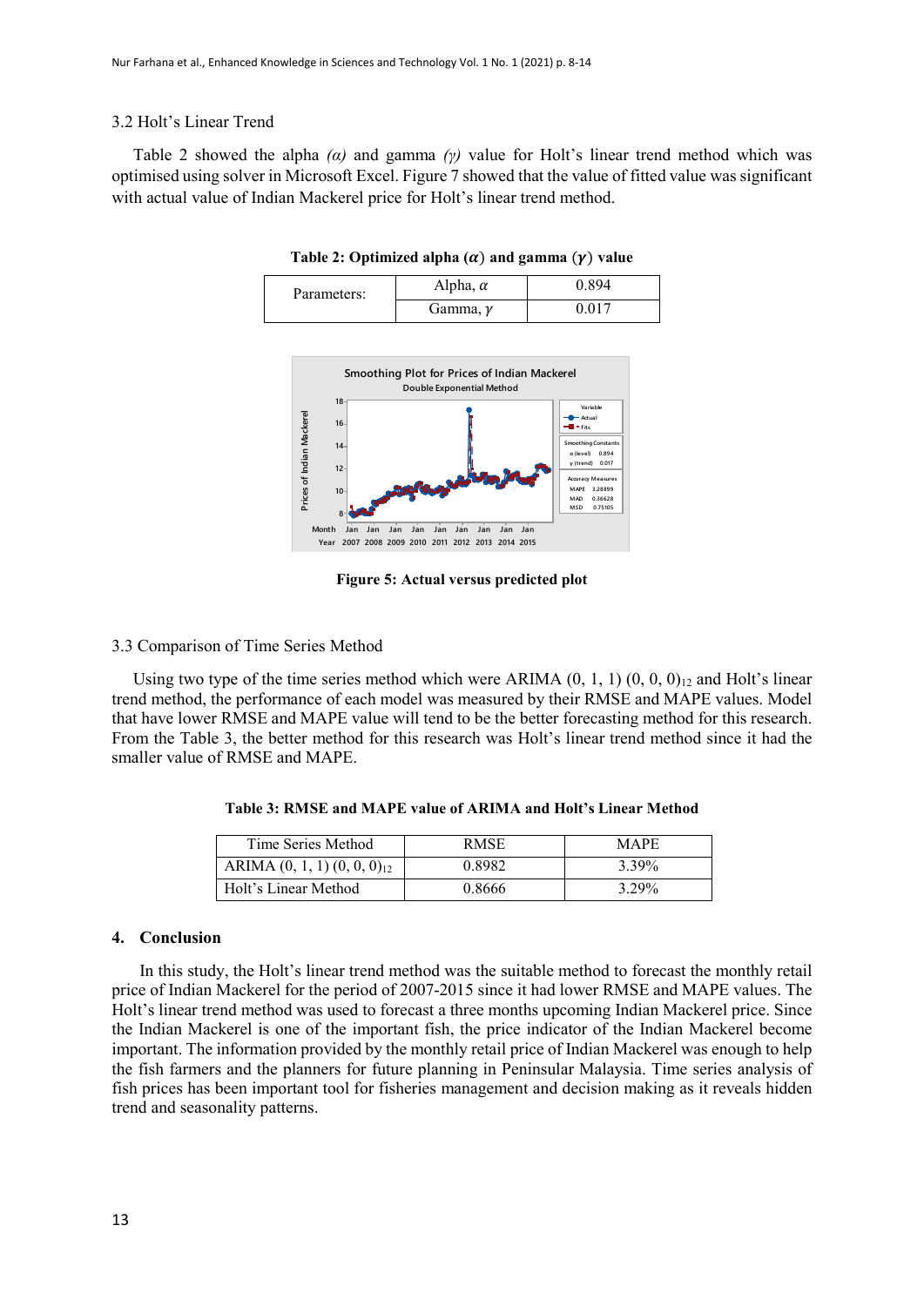### 3.2 Holt's Linear Trend

Table 2 showed the alpha *(α)* and gamma *(γ)* value for Holt's linear trend method which was optimised using solver in Microsoft Excel. Figure 7 showed that the value of fitted value was significant with actual value of Indian Mackerel price for Holt's linear trend method.

**Table 2: Optimized alpha ($\alpha$) and gamma ($\gamma$) value**

| Parameters: | Alpha, $\alpha$ | 0.894 |
|---|---|---|
| | Gamma, $\gamma$ | 0.017 |

**Figure 5: Actual versus predicted plot**

### 3.3 Comparison of Time Series Method

Using two type of the time series method which were ARIMA $(0, 1, 1)\ (0, 0, 0)_{12}$ and Holt's linear trend method, the performance of each model was measured by their RMSE and MAPE values. Model that have lower RMSE and MAPE value will tend to be the better forecasting method for this research. From the Table 3, the better method for this research was Holt's linear trend method since it had the smaller value of RMSE and MAPE.

**Table 3: RMSE and MAPE value of ARIMA and Holt's Linear Method**

| Time Series Method | RMSE | MAPE |
|---|---|---|
| ARIMA $(0, 1, 1)\ (0, 0, 0)_{12}$ | 0.8982 | 3.39% |
| Holt's Linear Method | 0.8666 | 3.29% |

## 4. Conclusion

In this study, the Holt's linear trend method was the suitable method to forecast the monthly retail price of Indian Mackerel for the period of 2007-2015 since it had lower RMSE and MAPE values. The Holt's linear trend method was used to forecast a three months upcoming Indian Mackerel price. Since the Indian Mackerel is one of the important fish, the price indicator of the Indian Mackerel become important. The information provided by the monthly retail price of Indian Mackerel was enough to help the fish farmers and the planners for future planning in Peninsular Malaysia. Time series analysis of fish prices has been important tool for fisheries management and decision making as it reveals hidden trend and seasonality patterns.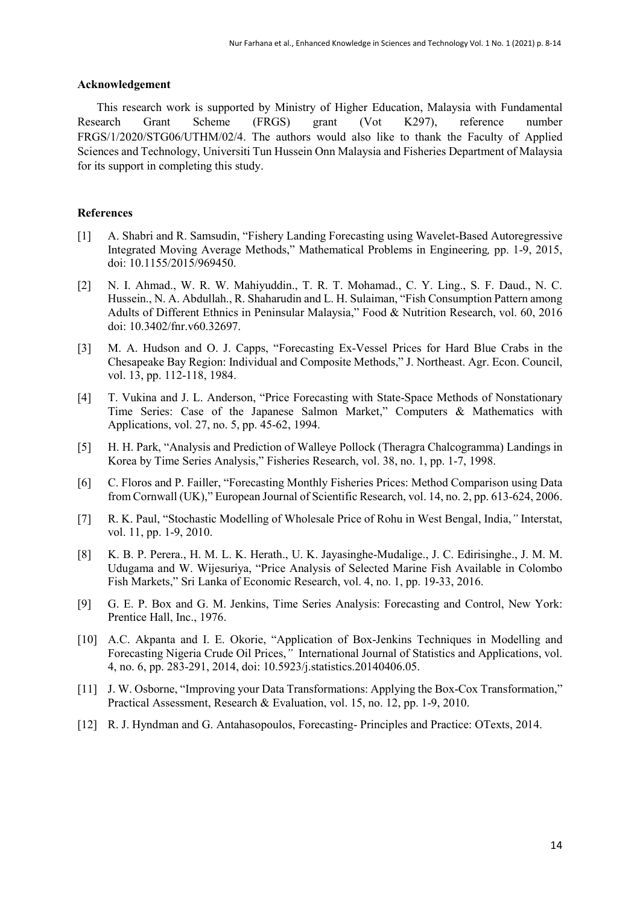## Acknowledgement

This research work is supported by Ministry of Higher Education, Malaysia with Fundamental Research Grant Scheme (FRGS) grant (Vot K297), reference number FRGS/1/2020/STG06/UTHM/02/4. The authors would also like to thank the Faculty of Applied Sciences and Technology, Universiti Tun Hussein Onn Malaysia and Fisheries Department of Malaysia for its support in completing this study.

## References

[1] A. Shabri and R. Samsudin, "Fishery Landing Forecasting using Wavelet-Based Autoregressive Integrated Moving Average Methods," Mathematical Problems in Engineering*,* pp. 1-9, 2015, doi: 10.1155/2015/969450.

[2] N. I. Ahmad., W. R. W. Mahiyuddin., T. R. T. Mohamad., C. Y. Ling., S. F. Daud., N. C. Hussein., N. A. Abdullah., R. Shaharudin and L. H. Sulaiman, "Fish Consumption Pattern among Adults of Different Ethnics in Peninsular Malaysia," Food & Nutrition Research, vol. 60, 2016 doi: 10.3402/fnr.v60.32697.

[3] M. A. Hudson and O. J. Capps, "Forecasting Ex-Vessel Prices for Hard Blue Crabs in the Chesapeake Bay Region: Individual and Composite Methods," J. Northeast. Agr. Econ. Council, vol. 13, pp. 112-118, 1984.

[4] T. Vukina and J. L. Anderson, "Price Forecasting with State-Space Methods of Nonstationary Time Series: Case of the Japanese Salmon Market," Computers & Mathematics with Applications, vol. 27, no. 5, pp. 45-62, 1994.

[5] H. H. Park, "Analysis and Prediction of Walleye Pollock (Theragra Chalcogramma) Landings in Korea by Time Series Analysis," Fisheries Research, vol. 38, no. 1, pp. 1-7, 1998.

[6] C. Floros and P. Failler, "Forecasting Monthly Fisheries Prices: Method Comparison using Data from Cornwall (UK)," European Journal of Scientific Research, vol. 14, no. 2, pp. 613-624, 2006.

[7] R. K. Paul, "Stochastic Modelling of Wholesale Price of Rohu in West Bengal, India,*"* Interstat, vol. 11, pp. 1-9, 2010.

[8] K. B. P. Perera., H. M. L. K. Herath., U. K. Jayasinghe-Mudalige., J. C. Edirisinghe., J. M. M. Udugama and W. Wijesuriya, "Price Analysis of Selected Marine Fish Available in Colombo Fish Markets," Sri Lanka of Economic Research, vol. 4, no. 1, pp. 19-33, 2016.

[9] G. E. P. Box and G. M. Jenkins, Time Series Analysis: Forecasting and Control, New York: Prentice Hall, Inc., 1976.

[10] A.C. Akpanta and I. E. Okorie, "Application of Box-Jenkins Techniques in Modelling and Forecasting Nigeria Crude Oil Prices,*"* International Journal of Statistics and Applications, vol. 4, no. 6, pp. 283-291, 2014, doi: 10.5923/j.statistics.20140406.05.

[11] J. W. Osborne, "Improving your Data Transformations: Applying the Box-Cox Transformation," Practical Assessment, Research & Evaluation, vol. 15, no. 12, pp. 1-9, 2010.

[12] R. J. Hyndman and G. Antahasopoulos, Forecasting- Principles and Practice: OTexts, 2014.